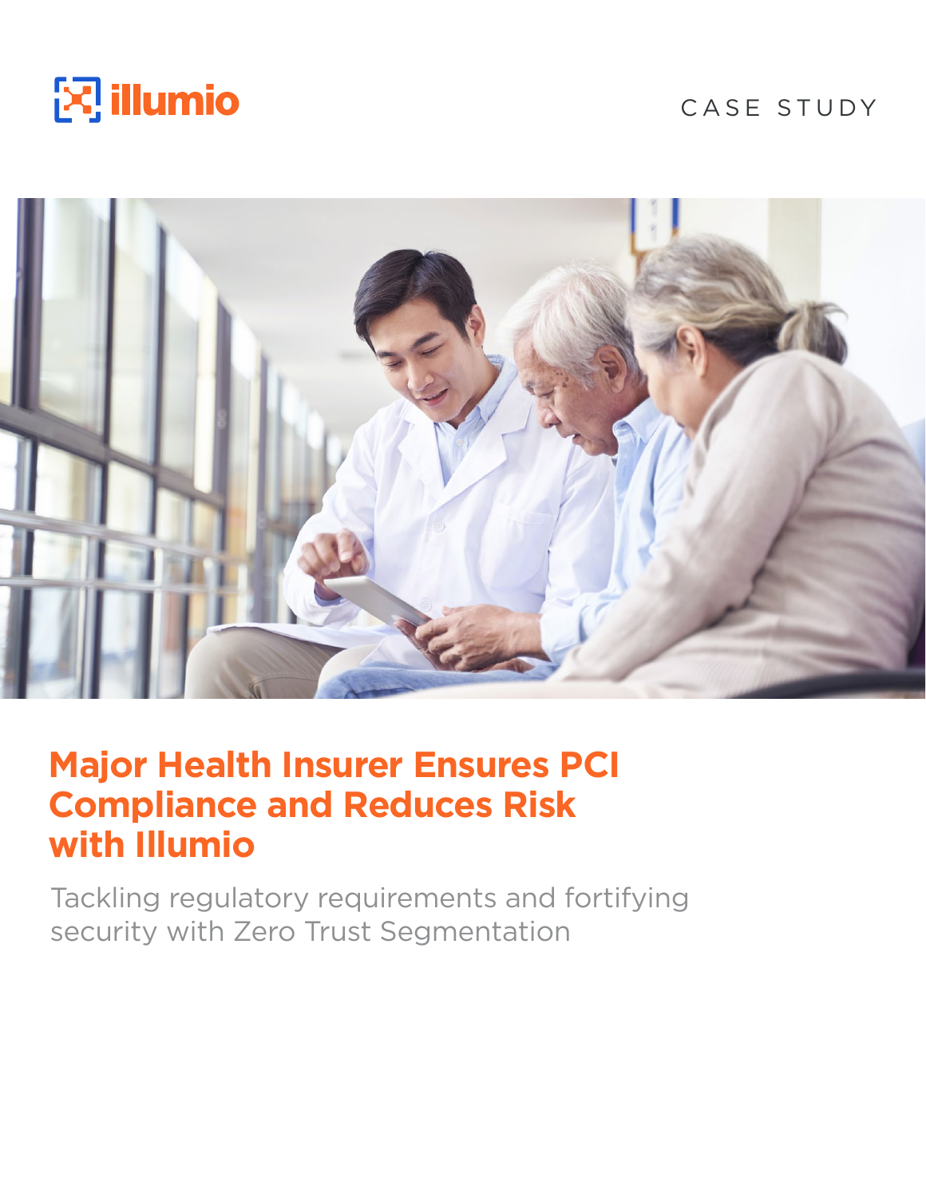illumio

CASE STUDY

# Major Health Insurer Ensures PCI Compliance and Reduces Risk with Illumio

Tackling regulatory requirements and fortifying security with Zero Trust Segmentation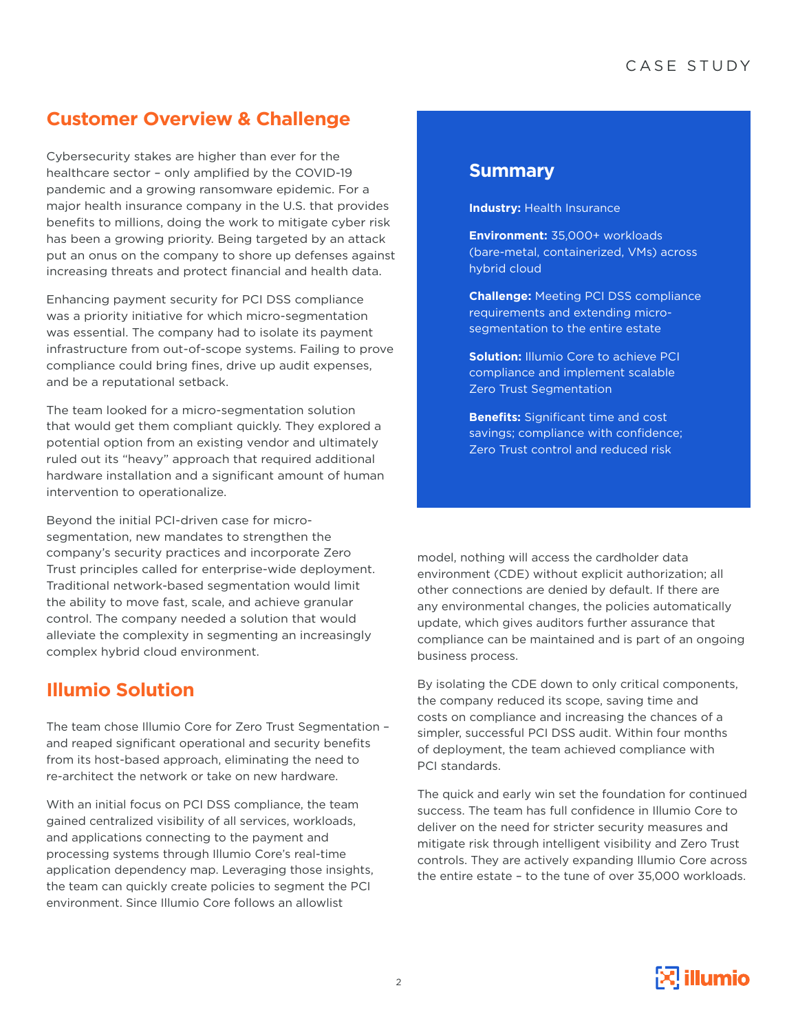## Customer Overview & Challenge

Cybersecurity stakes are higher than ever for the healthcare sector – only amplified by the COVID-19 pandemic and a growing ransomware epidemic. For a major health insurance company in the U.S. that provides benefits to millions, doing the work to mitigate cyber risk has been a growing priority. Being targeted by an attack put an onus on the company to shore up defenses against increasing threats and protect financial and health data.

Enhancing payment security for PCI DSS compliance was a priority initiative for which micro-segmentation was essential. The company had to isolate its payment infrastructure from out-of-scope systems. Failing to prove compliance could bring fines, drive up audit expenses, and be a reputational setback.

The team looked for a micro-segmentation solution that would get them compliant quickly. They explored a potential option from an existing vendor and ultimately ruled out its "heavy" approach that required additional hardware installation and a significant amount of human intervention to operationalize.

Beyond the initial PCI-driven case for micro-segmentation, new mandates to strengthen the company's security practices and incorporate Zero Trust principles called for enterprise-wide deployment. Traditional network-based segmentation would limit the ability to move fast, scale, and achieve granular control. The company needed a solution that would alleviate the complexity in segmenting an increasingly complex hybrid cloud environment.

## Summary

**Industry:** Health Insurance

**Environment:** 35,000+ workloads (bare-metal, containerized, VMs) across hybrid cloud

**Challenge:** Meeting PCI DSS compliance requirements and extending micro-segmentation to the entire estate

**Solution:** Illumio Core to achieve PCI compliance and implement scalable Zero Trust Segmentation

**Benefits:** Significant time and cost savings; compliance with confidence; Zero Trust control and reduced risk

## Illumio Solution

The team chose Illumio Core for Zero Trust Segmentation – and reaped significant operational and security benefits from its host-based approach, eliminating the need to re-architect the network or take on new hardware.

With an initial focus on PCI DSS compliance, the team gained centralized visibility of all services, workloads, and applications connecting to the payment and processing systems through Illumio Core's real-time application dependency map. Leveraging those insights, the team can quickly create policies to segment the PCI environment. Since Illumio Core follows an allowlist model, nothing will access the cardholder data environment (CDE) without explicit authorization; all other connections are denied by default. If there are any environmental changes, the policies automatically update, which gives auditors further assurance that compliance can be maintained and is part of an ongoing business process.

By isolating the CDE down to only critical components, the company reduced its scope, saving time and costs on compliance and increasing the chances of a simpler, successful PCI DSS audit. Within four months of deployment, the team achieved compliance with PCI standards.

The quick and early win set the foundation for continued success. The team has full confidence in Illumio Core to deliver on the need for stricter security measures and mitigate risk through intelligent visibility and Zero Trust controls. They are actively expanding Illumio Core across the entire estate – to the tune of over 35,000 workloads.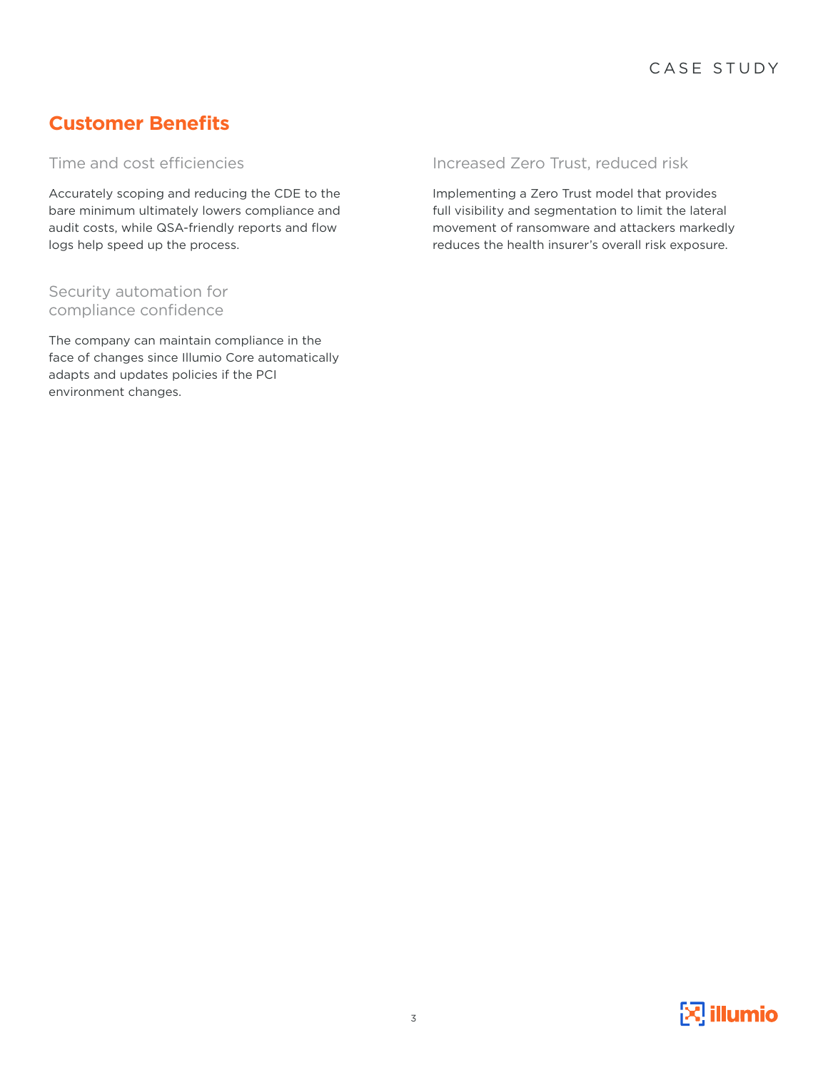## Customer Benefits

### Time and cost efficiencies

Accurately scoping and reducing the CDE to the bare minimum ultimately lowers compliance and audit costs, while QSA-friendly reports and flow logs help speed up the process.

### Security automation for compliance confidence

The company can maintain compliance in the face of changes since Illumio Core automatically adapts and updates policies if the PCI environment changes.

### Increased Zero Trust, reduced risk

Implementing a Zero Trust model that provides full visibility and segmentation to limit the lateral movement of ransomware and attackers markedly reduces the health insurer's overall risk exposure.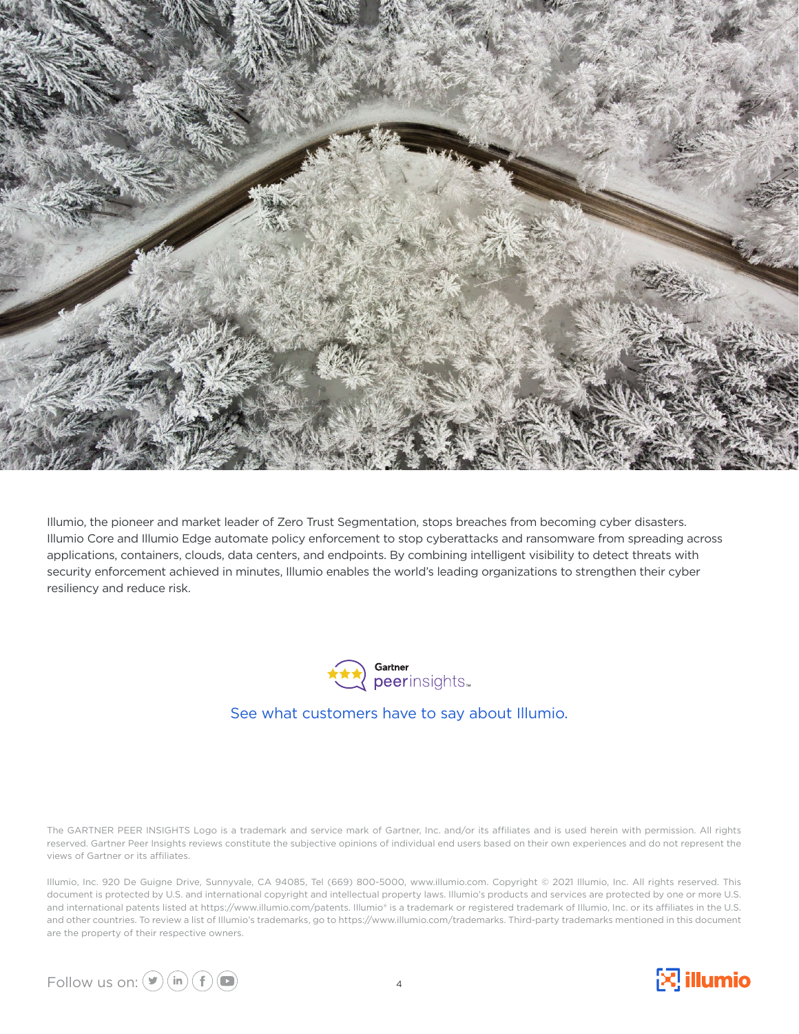Illumio, the pioneer and market leader of Zero Trust Segmentation, stops breaches from becoming cyber disasters. Illumio Core and Illumio Edge automate policy enforcement to stop cyberattacks and ransomware from spreading across applications, containers, clouds, data centers, and endpoints. By combining intelligent visibility to detect threats with security enforcement achieved in minutes, Illumio enables the world's leading organizations to strengthen their cyber resiliency and reduce risk.

Gartner peerinsights™

See what customers have to say about Illumio.

The GARTNER PEER INSIGHTS Logo is a trademark and service mark of Gartner, Inc. and/or its affiliates and is used herein with permission. All rights reserved. Gartner Peer Insights reviews constitute the subjective opinions of individual end users based on their own experiences and do not represent the views of Gartner or its affiliates.

Illumio, Inc. 920 De Guigne Drive, Sunnyvale, CA 94085, Tel (669) 800-5000, www.illumio.com. Copyright © 2021 Illumio, Inc. All rights reserved. This document is protected by U.S. and international copyright and intellectual property laws. Illumio's products and services are protected by one or more U.S. and international patents listed at https://www.illumio.com/patents. Illumio® is a trademark or registered trademark of Illumio, Inc. or its affiliates in the U.S. and other countries. To review a list of Illumio's trademarks, go to https://www.illumio.com/trademarks. Third-party trademarks mentioned in this document are the property of their respective owners.

Follow us on:

illumio